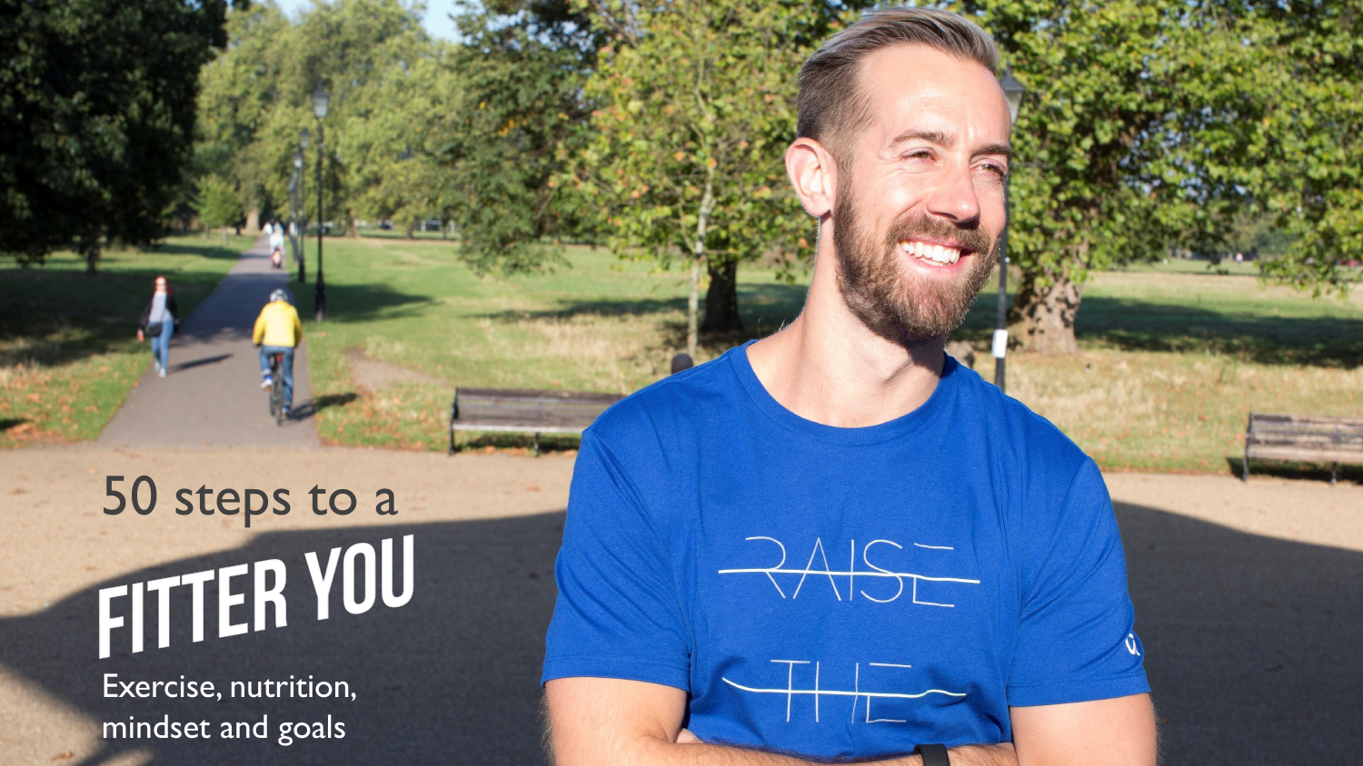# 50 steps to a FITTER YOU

Exercise, nutrition, mindset and goals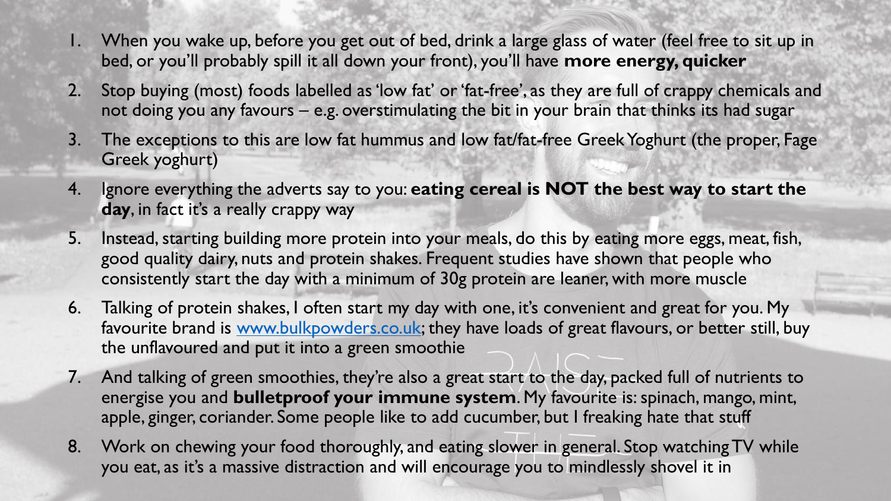1. When you wake up, before you get out of bed, drink a large glass of water (feel free to sit up in bed, or you'll probably spill it all down your front), you'll have **more energy, quicker**
2. Stop buying (most) foods labelled as 'low fat' or 'fat-free', as they are full of crappy chemicals and not doing you any favours – e.g. overstimulating the bit in your brain that thinks its had sugar
3. The exceptions to this are low fat hummus and low fat/fat-free Greek Yoghurt (the proper, Fage Greek yoghurt)
4. Ignore everything the adverts say to you: **eating cereal is NOT the best way to start the day**, in fact it's a really crappy way
5. Instead, starting building more protein into your meals, do this by eating more eggs, meat, fish, good quality dairy, nuts and protein shakes. Frequent studies have shown that people who consistently start the day with a minimum of 30g protein are leaner, with more muscle
6. Talking of protein shakes, I often start my day with one, it's convenient and great for you. My favourite brand is [www.bulkpowders.co.uk](http://www.bulkpowders.co.uk); they have loads of great flavours, or better still, buy the unflavoured and put it into a green smoothie
7. And talking of green smoothies, they're also a great start to the day, packed full of nutrients to energise you and **bulletproof your immune system**. My favourite is: spinach, mango, mint, apple, ginger, coriander. Some people like to add cucumber, but I freaking hate that stuff
8. Work on chewing your food thoroughly, and eating slower in general. Stop watching TV while you eat, as it's a massive distraction and will encourage you to mindlessly shovel it in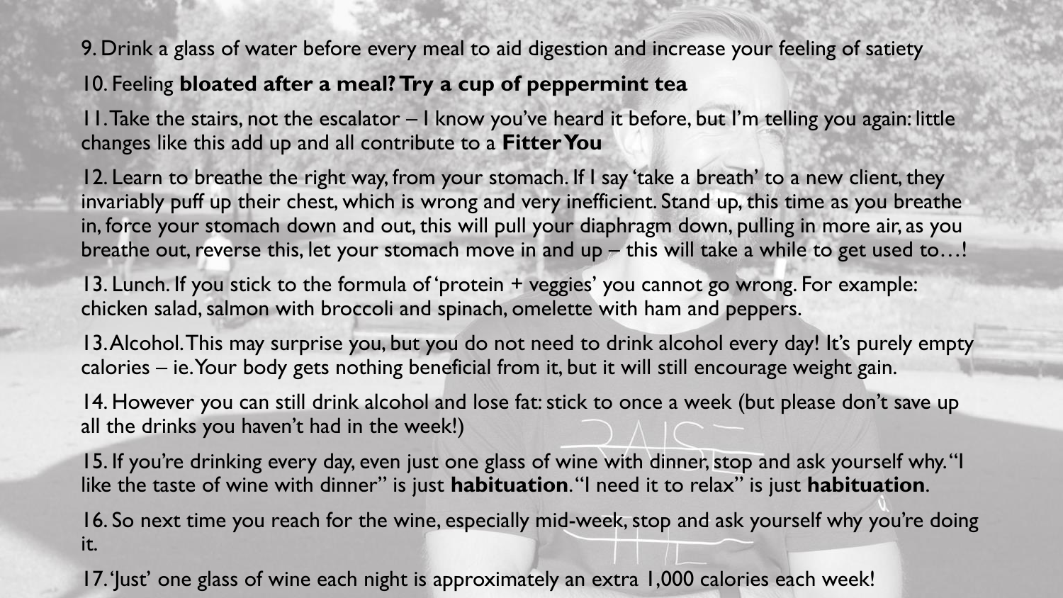9. Drink a glass of water before every meal to aid digestion and increase your feeling of satiety

10. Feeling **bloated after a meal? Try a cup of peppermint tea**

11. Take the stairs, not the escalator – I know you've heard it before, but I'm telling you again: little changes like this add up and all contribute to a **Fitter You**

12. Learn to breathe the right way, from your stomach. If I say 'take a breath' to a new client, they invariably puff up their chest, which is wrong and very inefficient. Stand up, this time as you breathe in, force your stomach down and out, this will pull your diaphragm down, pulling in more air, as you breathe out, reverse this, let your stomach move in and up – this will take a while to get used to…!

13. Lunch. If you stick to the formula of 'protein + veggies' you cannot go wrong. For example: chicken salad, salmon with broccoli and spinach, omelette with ham and peppers.

13. Alcohol. This may surprise you, but you do not need to drink alcohol every day! It's purely empty calories – ie. Your body gets nothing beneficial from it, but it will still encourage weight gain.

14. However you can still drink alcohol and lose fat: stick to once a week (but please don't save up all the drinks you haven't had in the week!)

15. If you're drinking every day, even just one glass of wine with dinner, stop and ask yourself why. "I like the taste of wine with dinner" is just **habituation**. "I need it to relax" is just **habituation**.

16. So next time you reach for the wine, especially mid-week, stop and ask yourself why you're doing it.

17. 'Just' one glass of wine each night is approximately an extra 1,000 calories each week!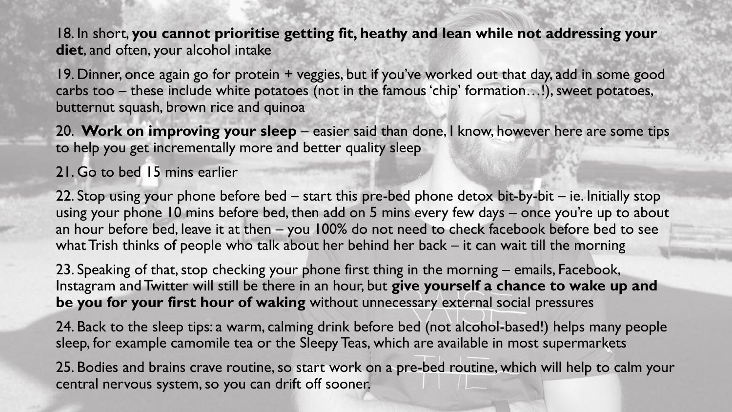18. In short, **you cannot prioritise getting fit, heathy and lean while not addressing your diet**, and often, your alcohol intake

19. Dinner, once again go for protein + veggies, but if you've worked out that day, add in some good carbs too – these include white potatoes (not in the famous 'chip' formation…!), sweet potatoes, butternut squash, brown rice and quinoa

20. **Work on improving your sleep** – easier said than done, I know, however here are some tips to help you get incrementally more and better quality sleep

21. Go to bed 15 mins earlier

22. Stop using your phone before bed – start this pre-bed phone detox bit-by-bit – ie. Initially stop using your phone 10 mins before bed, then add on 5 mins every few days – once you're up to about an hour before bed, leave it at then – you 100% do not need to check facebook before bed to see what Trish thinks of people who talk about her behind her back – it can wait till the morning

23. Speaking of that, stop checking your phone first thing in the morning – emails, Facebook, Instagram and Twitter will still be there in an hour, but **give yourself a chance to wake up and be you for your first hour of waking** without unnecessary external social pressures

24. Back to the sleep tips: a warm, calming drink before bed (not alcohol-based!) helps many people sleep, for example camomile tea or the Sleepy Teas, which are available in most supermarkets

25. Bodies and brains crave routine, so start work on a pre-bed routine, which will help to calm your central nervous system, so you can drift off sooner.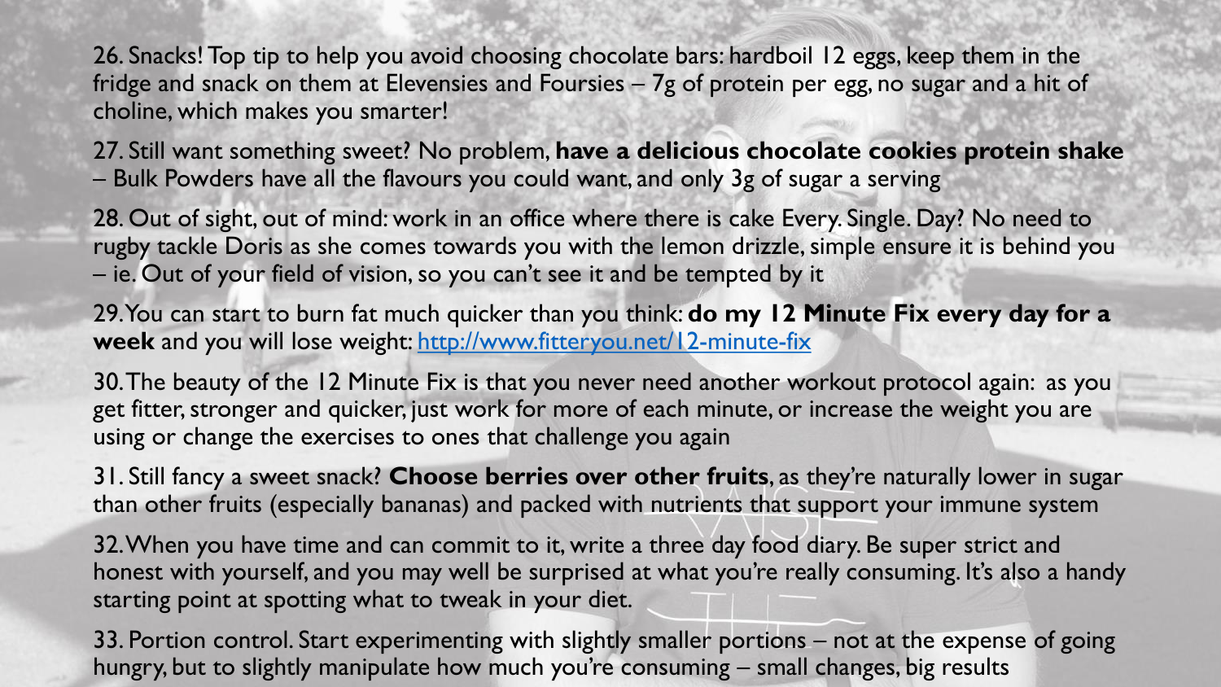26. Snacks! Top tip to help you avoid choosing chocolate bars: hardboil 12 eggs, keep them in the fridge and snack on them at Elevensies and Foursies – 7g of protein per egg, no sugar and a hit of choline, which makes you smarter!

27. Still want something sweet? No problem, **have a delicious chocolate cookies protein shake** – Bulk Powders have all the flavours you could want, and only 3g of sugar a serving

28. Out of sight, out of mind: work in an office where there is cake Every. Single. Day? No need to rugby tackle Doris as she comes towards you with the lemon drizzle, simple ensure it is behind you – ie. Out of your field of vision, so you can't see it and be tempted by it

29. You can start to burn fat much quicker than you think: **do my 12 Minute Fix every day for a week** and you will lose weight: [http://www.fitteryou.net/12-minute-fix](http://www.fitteryou.net/12-minute-fix)

30. The beauty of the 12 Minute Fix is that you never need another workout protocol again: as you get fitter, stronger and quicker, just work for more of each minute, or increase the weight you are using or change the exercises to ones that challenge you again

31. Still fancy a sweet snack? **Choose berries over other fruits**, as they're naturally lower in sugar than other fruits (especially bananas) and packed with nutrients that support your immune system

32. When you have time and can commit to it, write a three day food diary. Be super strict and honest with yourself, and you may well be surprised at what you're really consuming. It's also a handy starting point at spotting what to tweak in your diet.

33. Portion control. Start experimenting with slightly smaller portions – not at the expense of going hungry, but to slightly manipulate how much you're consuming – small changes, big results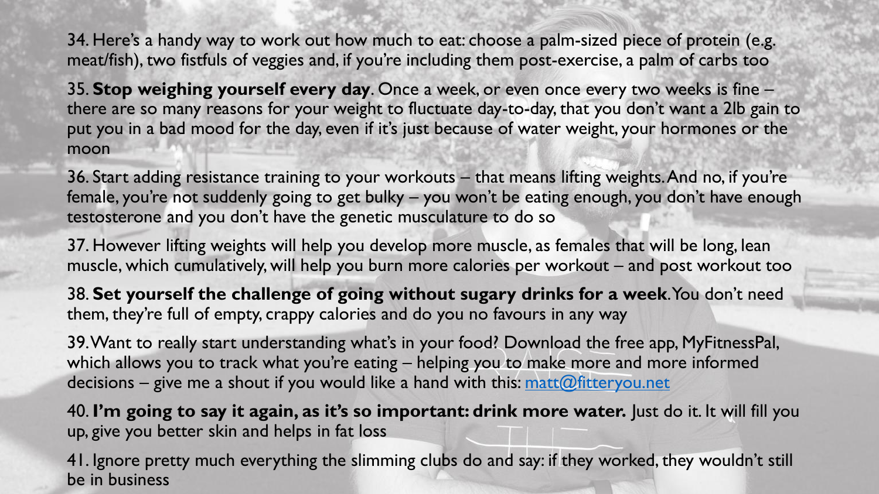34. Here's a handy way to work out how much to eat: choose a palm-sized piece of protein (e.g. meat/fish), two fistfuls of veggies and, if you're including them post-exercise, a palm of carbs too

35. **Stop weighing yourself every day**. Once a week, or even once every two weeks is fine – there are so many reasons for your weight to fluctuate day-to-day, that you don't want a 2lb gain to put you in a bad mood for the day, even if it's just because of water weight, your hormones or the moon

36. Start adding resistance training to your workouts – that means lifting weights. And no, if you're female, you're not suddenly going to get bulky – you won't be eating enough, you don't have enough testosterone and you don't have the genetic musculature to do so

37. However lifting weights will help you develop more muscle, as females that will be long, lean muscle, which cumulatively, will help you burn more calories per workout – and post workout too

38. **Set yourself the challenge of going without sugary drinks for a week**. You don't need them, they're full of empty, crappy calories and do you no favours in any way

39. Want to really start understanding what's in your food? Download the free app, MyFitnessPal, which allows you to track what you're eating – helping you to make more and more informed decisions – give me a shout if you would like a hand with this: matt@fitteryou.net

40. **I'm going to say it again, as it's so important: drink more water.** Just do it. It will fill you up, give you better skin and helps in fat loss

41. Ignore pretty much everything the slimming clubs do and say: if they worked, they wouldn't still be in business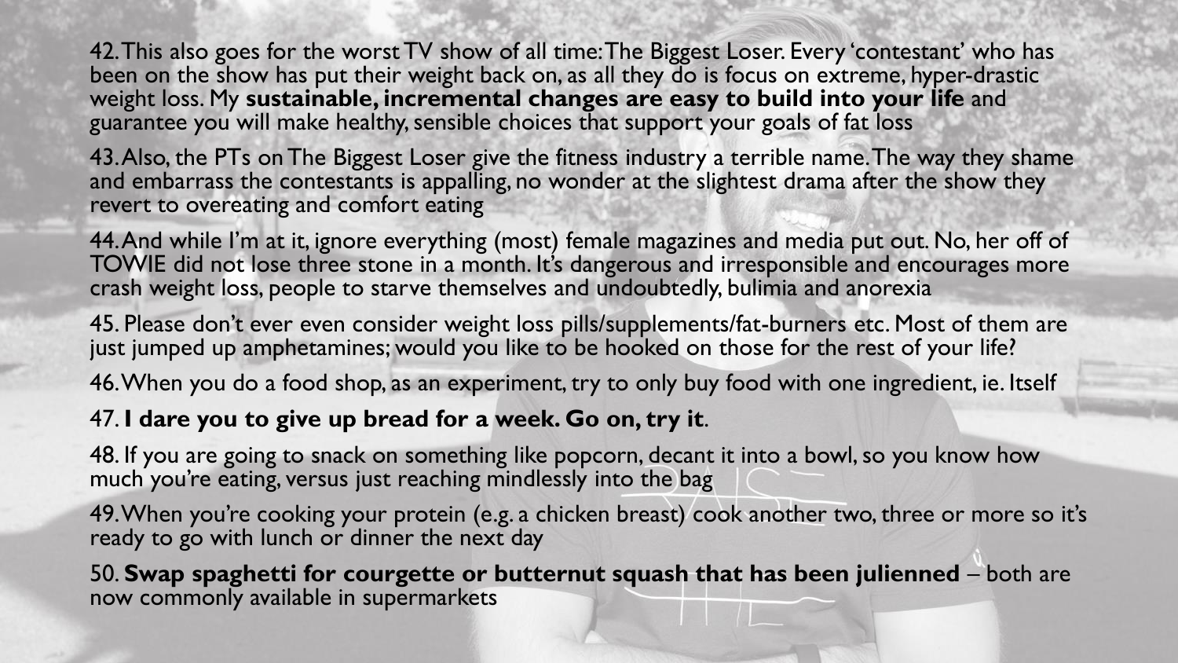42. This also goes for the worst TV show of all time: The Biggest Loser. Every 'contestant' who has been on the show has put their weight back on, as all they do is focus on extreme, hyper-drastic weight loss. My **sustainable, incremental changes are easy to build into your life** and guarantee you will make healthy, sensible choices that support your goals of fat loss

43. Also, the PTs on The Biggest Loser give the fitness industry a terrible name. The way they shame and embarrass the contestants is appalling, no wonder at the slightest drama after the show they revert to overeating and comfort eating

44. And while I'm at it, ignore everything (most) female magazines and media put out. No, her off of TOWIE did not lose three stone in a month. It's dangerous and irresponsible and encourages more crash weight loss, people to starve themselves and undoubtedly, bulimia and anorexia

45. Please don't ever even consider weight loss pills/supplements/fat-burners etc. Most of them are just jumped up amphetamines; would you like to be hooked on those for the rest of your life?

46. When you do a food shop, as an experiment, try to only buy food with one ingredient, ie. Itself

47. **I dare you to give up bread for a week. Go on, try it**.

48. If you are going to snack on something like popcorn, decant it into a bowl, so you know how much you're eating, versus just reaching mindlessly into the bag

49. When you're cooking your protein (e.g. a chicken breast) cook another two, three or more so it's ready to go with lunch or dinner the next day

50. **Swap spaghetti for courgette or butternut squash that has been julienned** – both are now commonly available in supermarkets